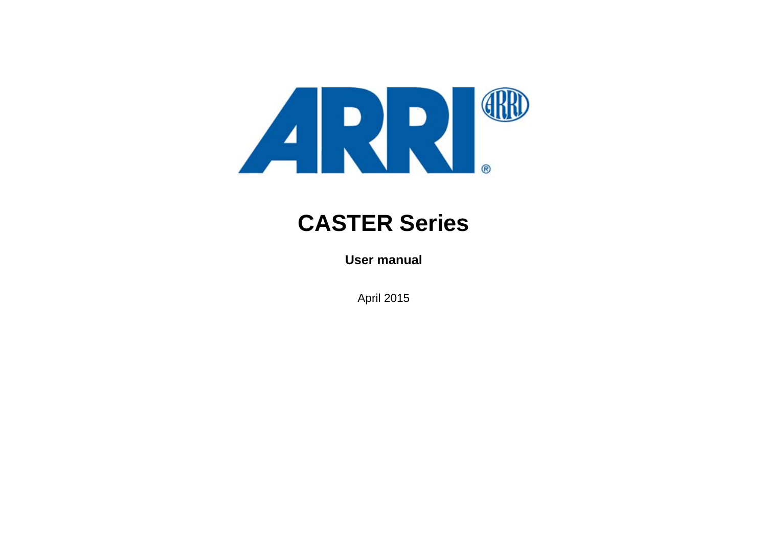# CASTER Series

**User manual**

April 2015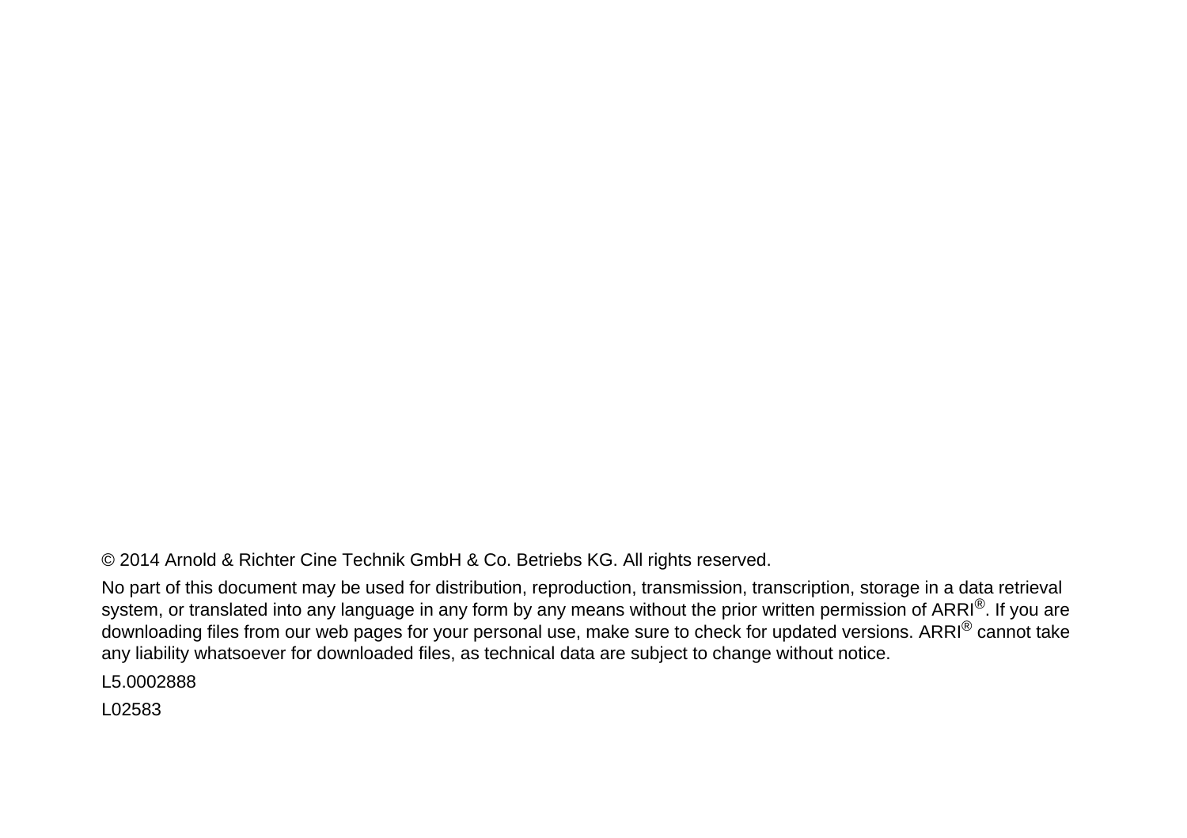© 2014 Arnold & Richter Cine Technik GmbH & Co. Betriebs KG. All rights reserved.

No part of this document may be used for distribution, reproduction, transmission, transcription, storage in a data retrieval system, or translated into any language in any form by any means without the prior written permission of ARRI®. If you are downloading files from our web pages for your personal use, make sure to check for updated versions. ARRI® cannot take any liability whatsoever for downloaded files, as technical data are subject to change without notice.

L5.0002888

L02583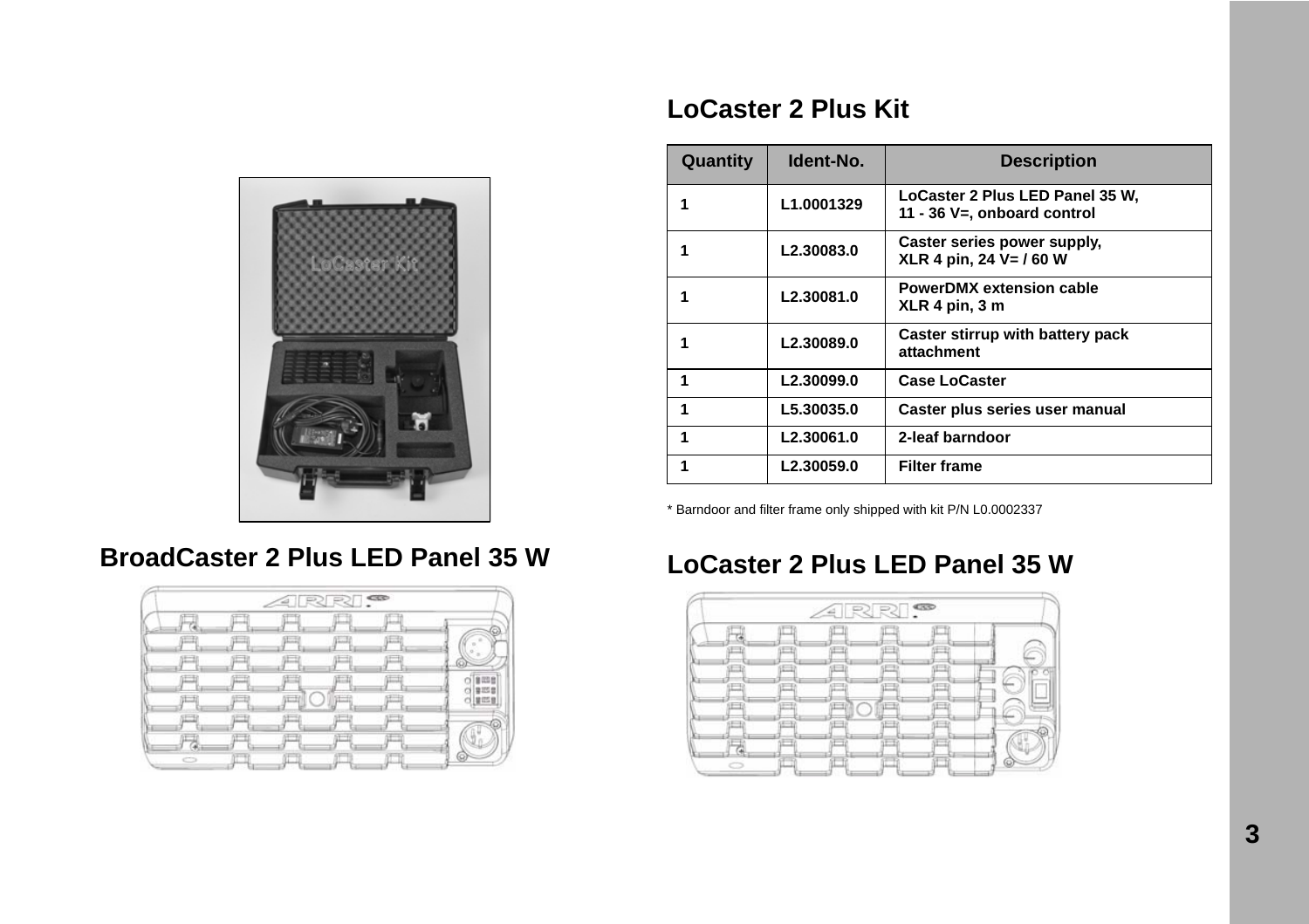## LoCaster 2 Plus Kit

| Quantity | Ident-No. | Description |
|---|---|---|
| 1 | L1.0001329 | LoCaster 2 Plus LED Panel 35 W, 11 - 36 V=, onboard control |
| 1 | L2.30083.0 | Caster series power supply, XLR 4 pin, 24 V= / 60 W |
| 1 | L2.30081.0 | PowerDMX extension cable XLR 4 pin, 3 m |
| 1 | L2.30089.0 | Caster stirrup with battery pack attachment |
| 1 | L2.30099.0 | Case LoCaster |
| 1 | L5.30035.0 | Caster plus series user manual |
| 1 | L2.30061.0 | 2-leaf barndoor |
| 1 | L2.30059.0 | Filter frame |

* Barndoor and filter frame only shipped with kit P/N L0.0002337

## BroadCaster 2 Plus LED Panel 35 W

## LoCaster 2 Plus LED Panel 35 W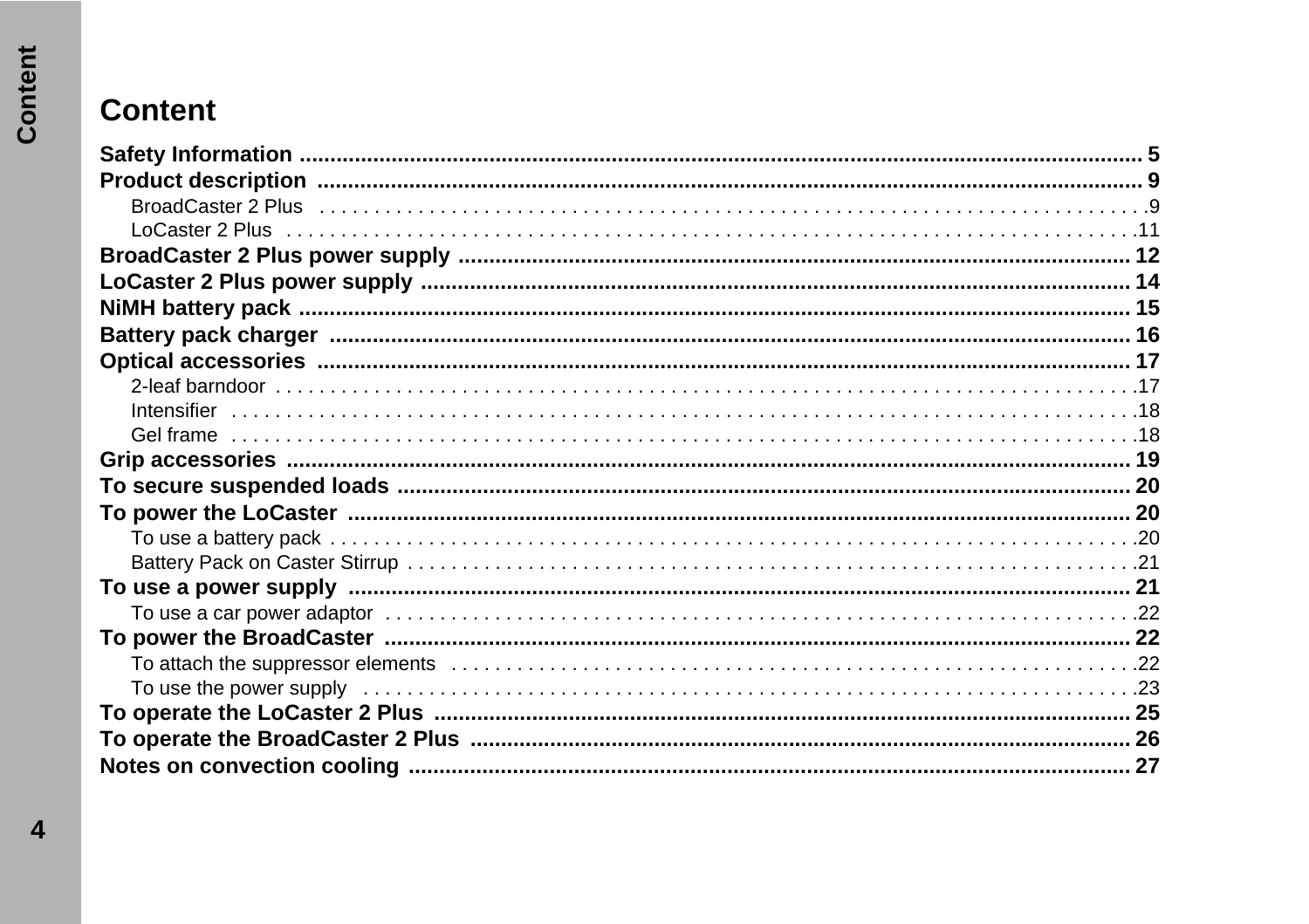# Content

**Safety Information** ........ 5

**Product description** ........ 9

- BroadCaster 2 Plus ........ 9
- LoCaster 2 Plus ........ 11

**BroadCaster 2 Plus power supply** ........ 12

**LoCaster 2 Plus power supply** ........ 14

**NiMH battery pack** ........ 15

**Battery pack charger** ........ 16

**Optical accessories** ........ 17

- 2-leaf barndoor ........ 17
- Intensifier ........ 18
- Gel frame ........ 18

**Grip accessories** ........ 19

**To secure suspended loads** ........ 20

**To power the LoCaster** ........ 20

- To use a battery pack ........ 20
- Battery Pack on Caster Stirrup ........ 21

**To use a power supply** ........ 21

- To use a car power adaptor ........ 22

**To power the BroadCaster** ........ 22

- To attach the suppressor elements ........ 22
- To use the power supply ........ 23

**To operate the LoCaster 2 Plus** ........ 25

**To operate the BroadCaster 2 Plus** ........ 26

**Notes on convection cooling** ........ 27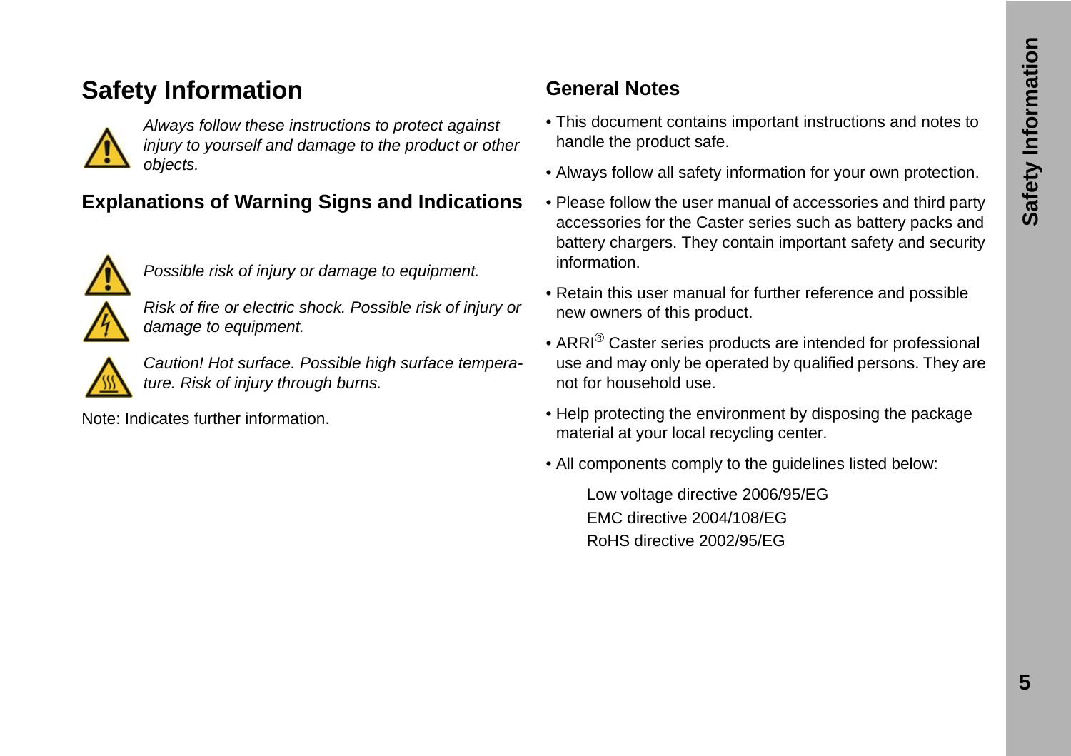# Safety Information

*Always follow these instructions to protect against injury to yourself and damage to the product or other objects.*

## Explanations of Warning Signs and Indications

*Possible risk of injury or damage to equipment.*

*Risk of fire or electric shock. Possible risk of injury or damage to equipment.*

*Caution! Hot surface. Possible high surface temperature. Risk of injury through burns.*

Note: Indicates further information.

## General Notes

- This document contains important instructions and notes to handle the product safe.
- Always follow all safety information for your own protection.
- Please follow the user manual of accessories and third party accessories for the Caster series such as battery packs and battery chargers. They contain important safety and security information.
- Retain this user manual for further reference and possible new owners of this product.
- ARRI® Caster series products are intended for professional use and may only be operated by qualified persons. They are not for household use.
- Help protecting the environment by disposing the package material at your local recycling center.
- All components comply to the guidelines listed below:

  Low voltage directive 2006/95/EG
  EMC directive 2004/108/EG
  RoHS directive 2002/95/EG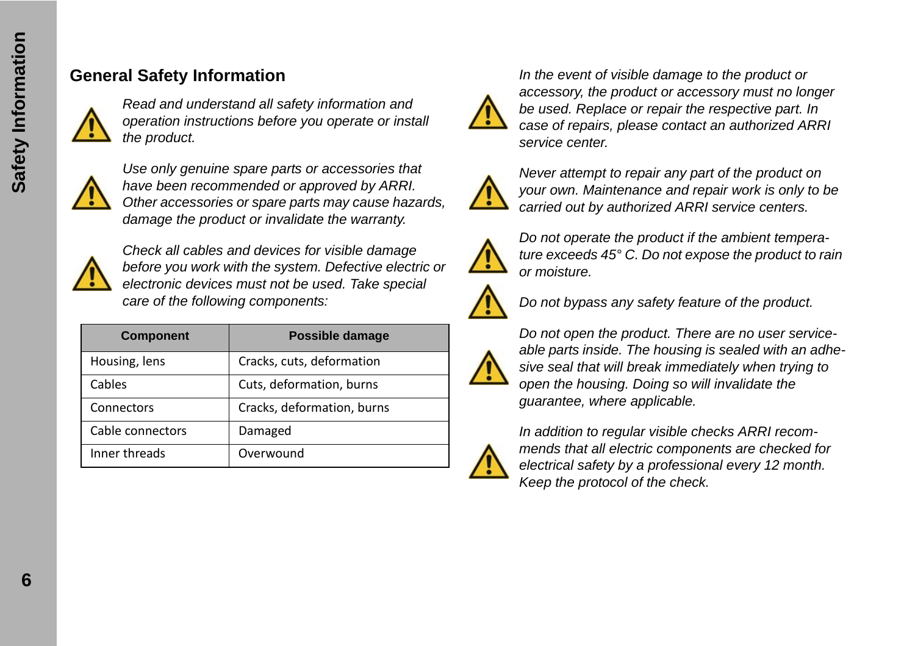## General Safety Information

*Read and understand all safety information and operation instructions before you operate or install the product.*

*Use only genuine spare parts or accessories that have been recommended or approved by ARRI. Other accessories or spare parts may cause hazards, damage the product or invalidate the warranty.*

*Check all cables and devices for visible damage before you work with the system. Defective electric or electronic devices must not be used. Take special care of the following components:*

| Component | Possible damage |
|---|---|
| Housing, lens | Cracks, cuts, deformation |
| Cables | Cuts, deformation, burns |
| Connectors | Cracks, deformation, burns |
| Cable connectors | Damaged |
| Inner threads | Overwound |

*In the event of visible damage to the product or accessory, the product or accessory must no longer be used. Replace or repair the respective part. In case of repairs, please contact an authorized ARRI service center.*

*Never attempt to repair any part of the product on your own. Maintenance and repair work is only to be carried out by authorized ARRI service centers.*

*Do not operate the product if the ambient temperature exceeds 45° C. Do not expose the product to rain or moisture.*

*Do not bypass any safety feature of the product.*

*Do not open the product. There are no user serviceable parts inside. The housing is sealed with an adhesive seal that will break immediately when trying to open the housing. Doing so will invalidate the guarantee, where applicable.*

*In addition to regular visible checks ARRI recommends that all electric components are checked for electrical safety by a professional every 12 month. Keep the protocol of the check.*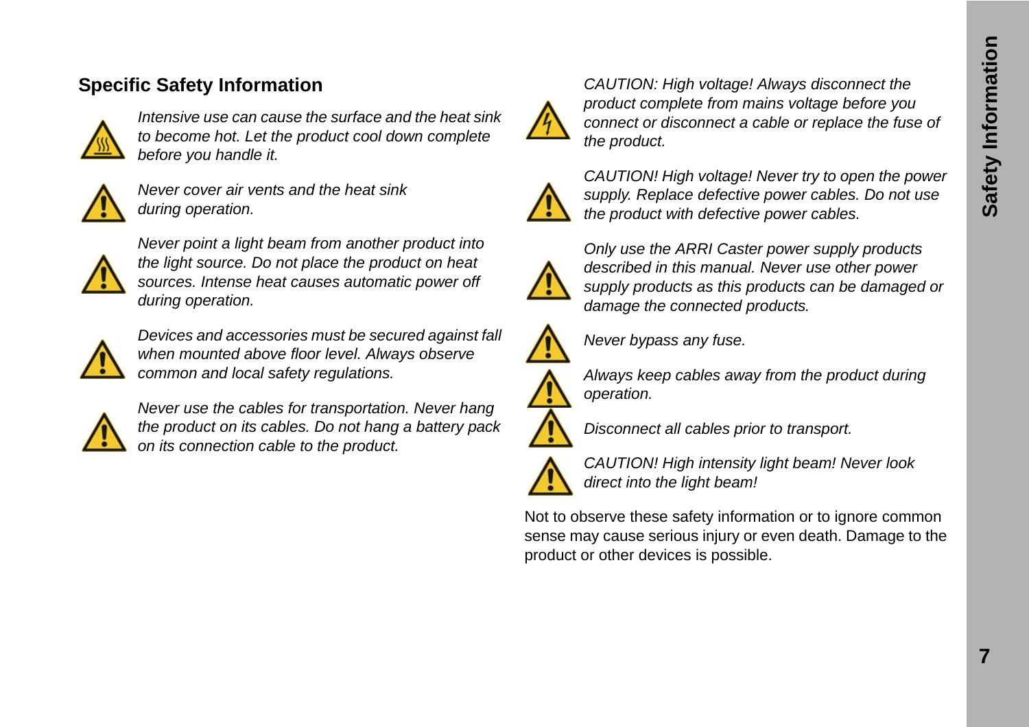## Specific Safety Information

*Intensive use can cause the surface and the heat sink to become hot. Let the product cool down complete before you handle it.*

*Never cover air vents and the heat sink during operation.*

*Never point a light beam from another product into the light source. Do not place the product on heat sources. Intense heat causes automatic power off during operation.*

*Devices and accessories must be secured against fall when mounted above floor level. Always observe common and local safety regulations.*

*Never use the cables for transportation. Never hang the product on its cables. Do not hang a battery pack on its connection cable to the product.*

*CAUTION: High voltage! Always disconnect the product complete from mains voltage before you connect or disconnect a cable or replace the fuse of the product.*

*CAUTION! High voltage! Never try to open the power supply. Replace defective power cables. Do not use the product with defective power cables.*

*Only use the ARRI Caster power supply products described in this manual. Never use other power supply products as this products can be damaged or damage the connected products.*

*Never bypass any fuse.*

*Always keep cables away from the product during operation.*

*Disconnect all cables prior to transport.*

*CAUTION! High intensity light beam! Never look direct into the light beam!*

Not to observe these safety information or to ignore common sense may cause serious injury or even death. Damage to the product or other devices is possible.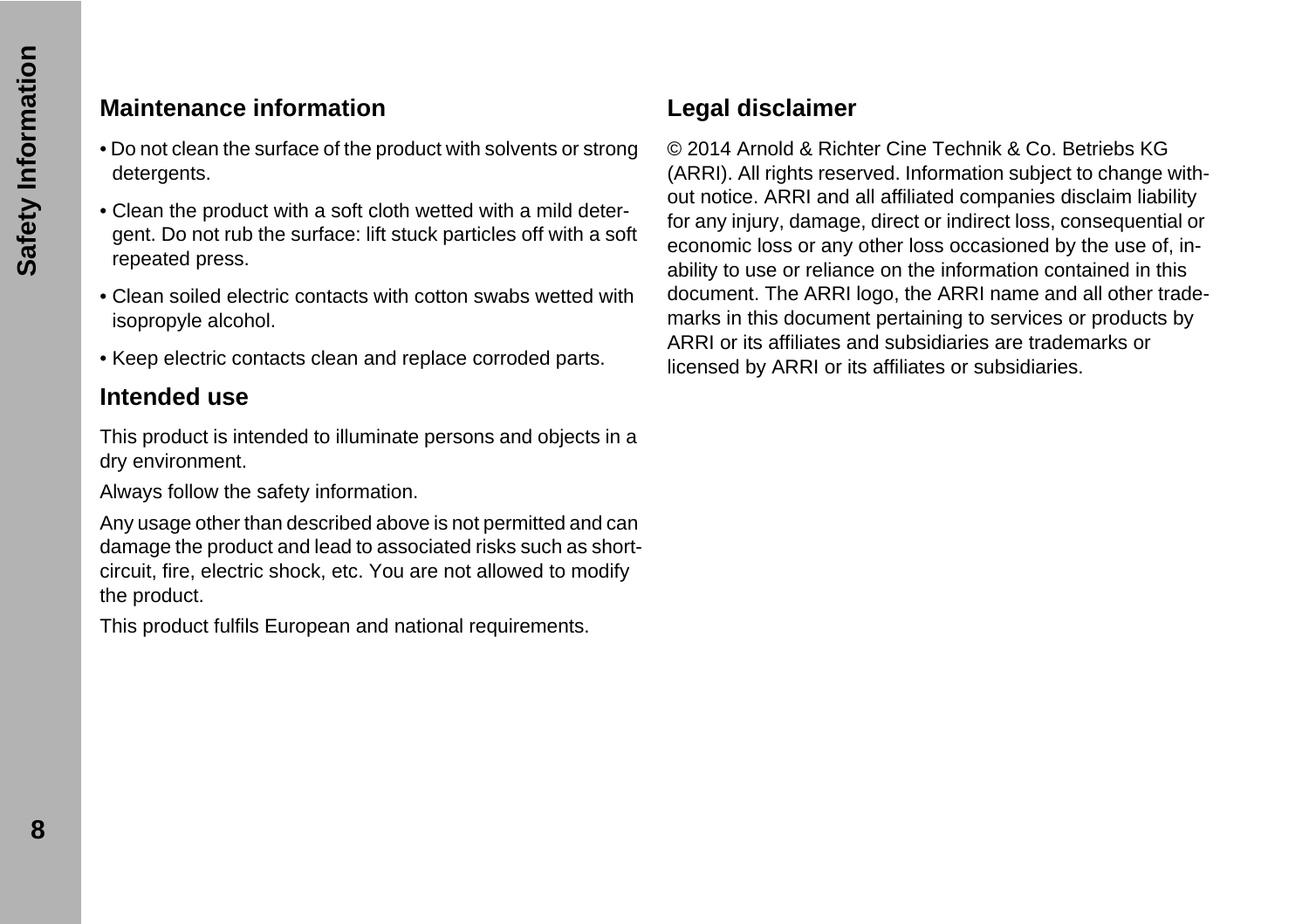## Maintenance information

- Do not clean the surface of the product with solvents or strong detergents.
- Clean the product with a soft cloth wetted with a mild detergent. Do not rub the surface: lift stuck particles off with a soft repeated press.
- Clean soiled electric contacts with cotton swabs wetted with isopropyle alcohol.
- Keep electric contacts clean and replace corroded parts.

## Intended use

This product is intended to illuminate persons and objects in a dry environment.

Always follow the safety information.

Any usage other than described above is not permitted and can damage the product and lead to associated risks such as short-circuit, fire, electric shock, etc. You are not allowed to modify the product.

This product fulfils European and national requirements.

## Legal disclaimer

© 2014 Arnold & Richter Cine Technik & Co. Betriebs KG (ARRI). All rights reserved. Information subject to change without notice. ARRI and all affiliated companies disclaim liability for any injury, damage, direct or indirect loss, consequential or economic loss or any other loss occasioned by the use of, inability to use or reliance on the information contained in this document. The ARRI logo, the ARRI name and all other trademarks in this document pertaining to services or products by ARRI or its affiliates and subsidiaries are trademarks or licensed by ARRI or its affiliates or subsidiaries.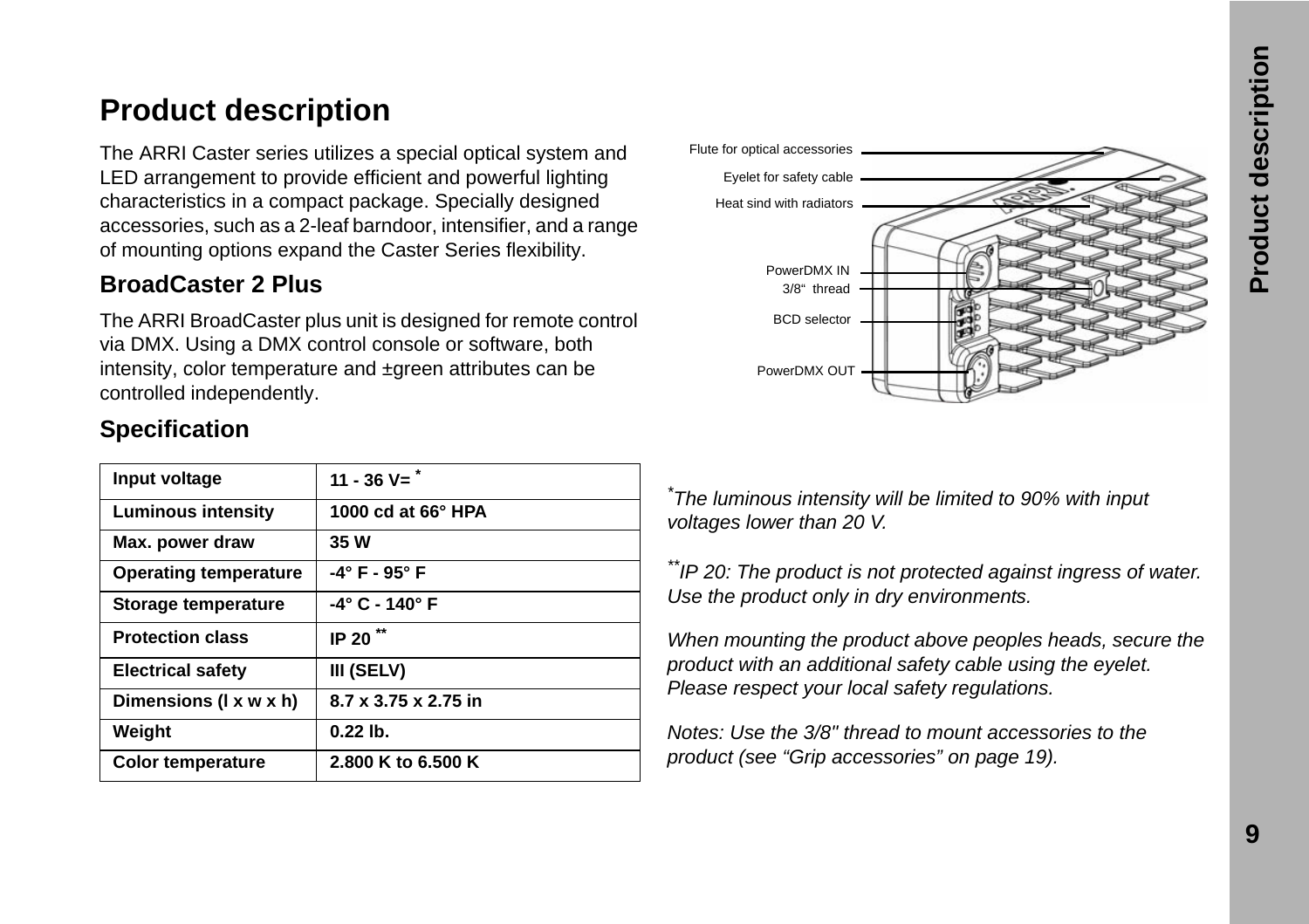# Product description

The ARRI Caster series utilizes a special optical system and LED arrangement to provide efficient and powerful lighting characteristics in a compact package. Specially designed accessories, such as a 2-leaf barndoor, intensifier, and a range of mounting options expand the Caster Series flexibility.

## BroadCaster 2 Plus

The ARRI BroadCaster plus unit is designed for remote control via DMX. Using a DMX control console or software, both intensity, color temperature and ±green attributes can be controlled independently.

Flute for optical accessories

Eyelet for safety cable

Heat sind with radiators

PowerDMX IN

3/8" thread

BCD selector

PowerDMX OUT

## Specification

| Input voltage | 11 - 36 V= * |
|---|---|
| Luminous intensity | 1000 cd at 66° HPA |
| Max. power draw | 35 W |
| Operating temperature | -4° F - 95° F |
| Storage temperature | -4° C - 140° F |
| Protection class | IP 20 ** |
| Electrical safety | III (SELV) |
| Dimensions (l x w x h) | 8.7 x 3.75 x 2.75 in |
| Weight | 0.22 lb. |
| Color temperature | 2.800 K to 6.500 K |

**The luminous intensity will be limited to 90% with input voltages lower than 20 V.*

***IP 20: The product is not protected against ingress of water. Use the product only in dry environments.*

*When mounting the product above peoples heads, secure the product with an additional safety cable using the eyelet. Please respect your local safety regulations.*

*Notes: Use the 3/8" thread to mount accessories to the product (see "Grip accessories" on page 19).*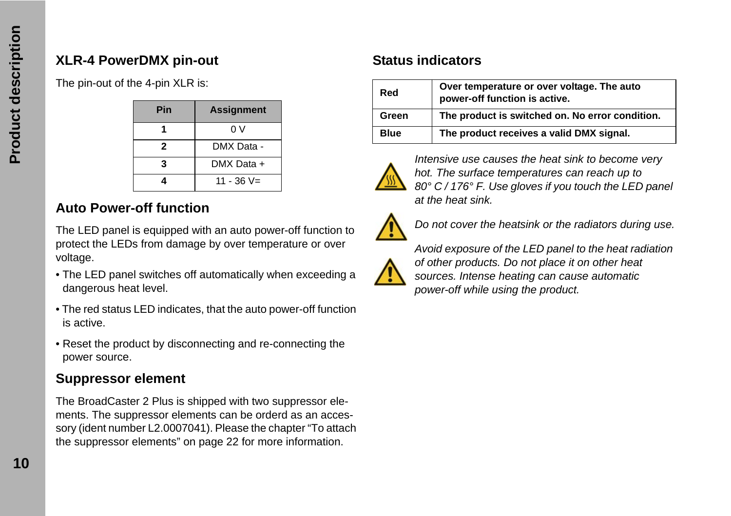## XLR-4 PowerDMX pin-out

The pin-out of the 4-pin XLR is:

| Pin | Assignment |
|---|---|
| **1** | 0 V |
| **2** | DMX Data - |
| **3** | DMX Data + |
| **4** | 11 - 36 V= |

## Auto Power-off function

The LED panel is equipped with an auto power-off function to protect the LEDs from damage by over temperature or over voltage.

- The LED panel switches off automatically when exceeding a dangerous heat level.
- The red status LED indicates, that the auto power-off function is active.
- Reset the product by disconnecting and re-connecting the power source.

## Suppressor element

The BroadCaster 2 Plus is shipped with two suppressor elements. The suppressor elements can be orderd as an accessory (ident number L2.0007041). Please the chapter “To attach the suppressor elements” on page 22 for more information.

## Status indicators

| | |
|---|---|
| **Red** | **Over temperature or over voltage. The auto power-off function is active.** |
| **Green** | **The product is switched on. No error condition.** |
| **Blue** | **The product receives a valid DMX signal.** |

*Intensive use causes the heat sink to become very hot. The surface temperatures can reach up to 80° C / 176° F. Use gloves if you touch the LED panel at the heat sink.*

*Do not cover the heatsink or the radiators during use.*

*Avoid exposure of the LED panel to the heat radiation of other products. Do not place it on other heat sources. Intense heating can cause automatic power-off while using the product.*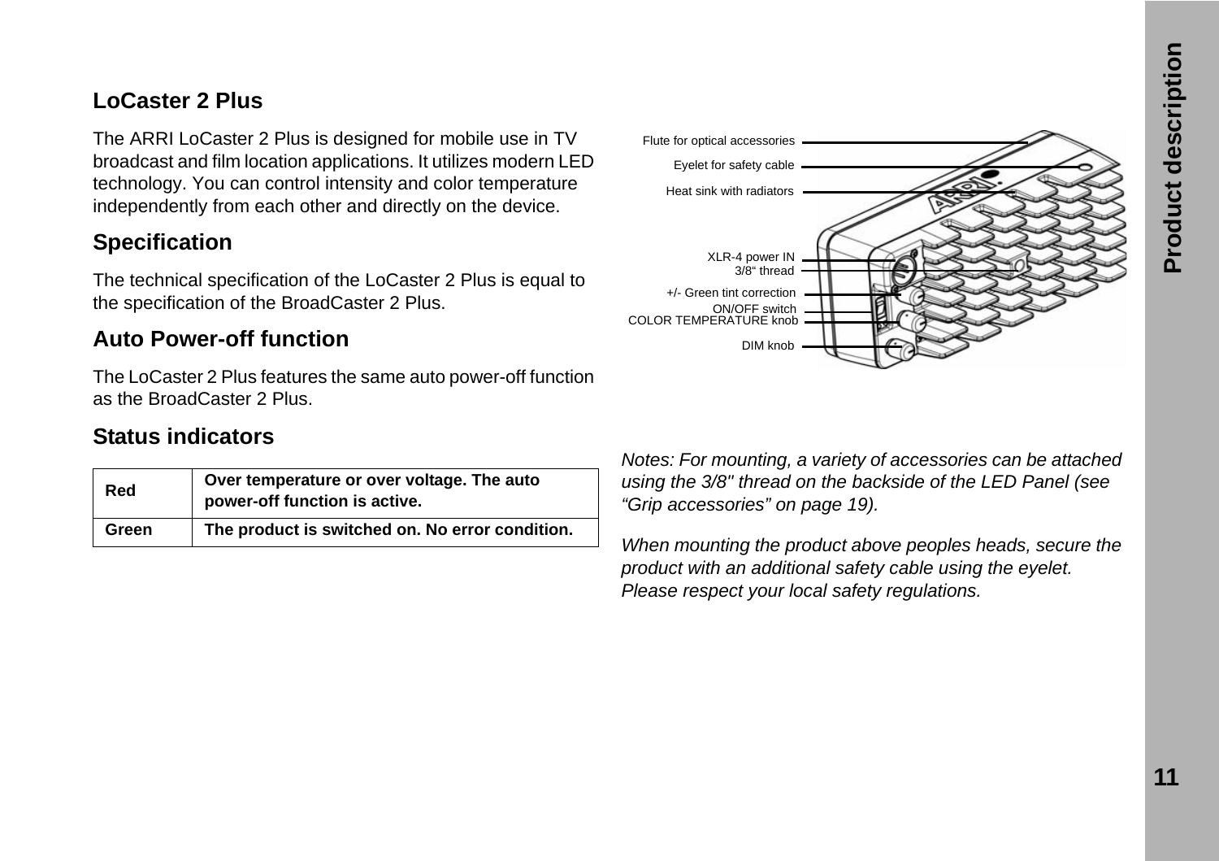## LoCaster 2 Plus

The ARRI LoCaster 2 Plus is designed for mobile use in TV broadcast and film location applications. It utilizes modern LED technology. You can control intensity and color temperature independently from each other and directly on the device.

## Specification

The technical specification of the LoCaster 2 Plus is equal to the specification of the BroadCaster 2 Plus.

## Auto Power-off function

The LoCaster 2 Plus features the same auto power-off function as the BroadCaster 2 Plus.

## Status indicators

| Red | Over temperature or over voltage. The auto power-off function is active. |
|---|---|
| Green | The product is switched on. No error condition. |

Flute for optical accessories
Eyelet for safety cable
Heat sink with radiators
XLR-4 power IN
3/8" thread
+/- Green tint correction
ON/OFF switch
COLOR TEMPERATURE knob
DIM knob

*Notes: For mounting, a variety of accessories can be attached using the 3/8" thread on the backside of the LED Panel (see "Grip accessories" on page 19).*

*When mounting the product above peoples heads, secure the product with an additional safety cable using the eyelet. Please respect your local safety regulations.*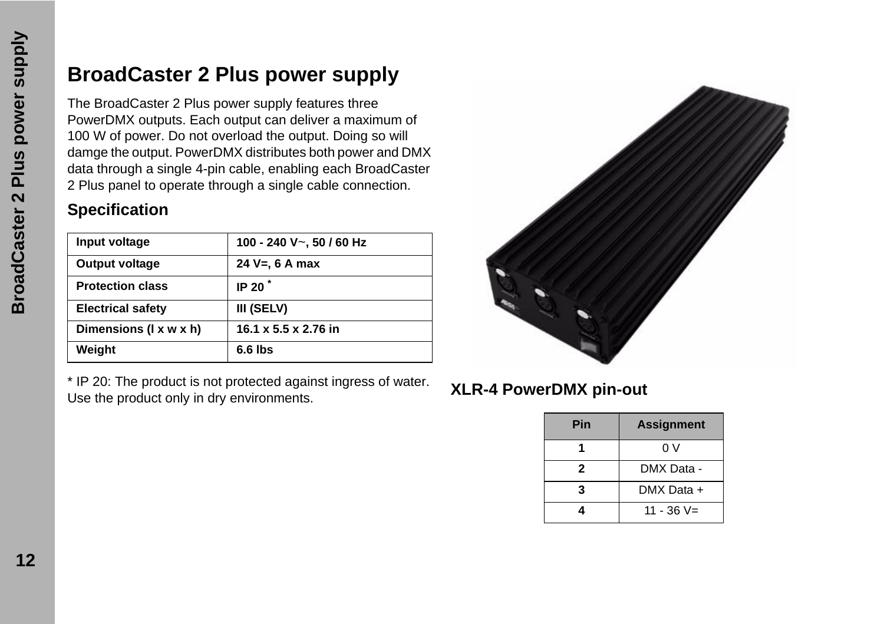# BroadCaster 2 Plus power supply

The BroadCaster 2 Plus power supply features three PowerDMX outputs. Each output can deliver a maximum of 100 W of power. Do not overload the output. Doing so will damge the output. PowerDMX distributes both power and DMX data through a single 4-pin cable, enabling each BroadCaster 2 Plus panel to operate through a single cable connection.

## Specification

| Input voltage | 100 - 240 V~, 50 / 60 Hz |
|---|---|
| Output voltage | 24 V=, 6 A max |
| Protection class | IP 20 * |
| Electrical safety | III (SELV) |
| Dimensions (l x w x h) | 16.1 x 5.5 x 2.76 in |
| Weight | 6.6 lbs |

* IP 20: The product is not protected against ingress of water. Use the product only in dry environments.

## XLR-4 PowerDMX pin-out

| Pin | Assignment |
|---|---|
| 1 | 0 V |
| 2 | DMX Data - |
| 3 | DMX Data + |
| 4 | 11 - 36 V= |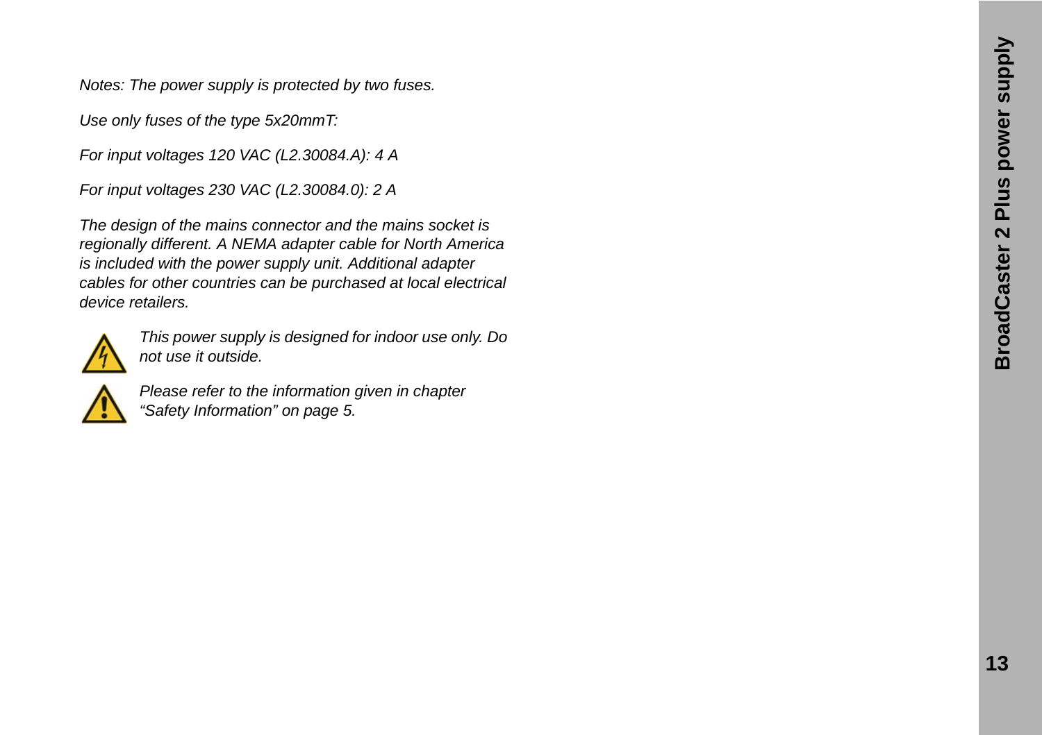*Notes: The power supply is protected by two fuses.*

*Use only fuses of the type 5x20mmT:*

*For input voltages 120 VAC (L2.30084.A): 4 A*

*For input voltages 230 VAC (L2.30084.0): 2 A*

*The design of the mains connector and the mains socket is regionally different. A NEMA adapter cable for North America is included with the power supply unit. Additional adapter cables for other countries can be purchased at local electrical device retailers.*

*This power supply is designed for indoor use only. Do not use it outside.*

*Please refer to the information given in chapter “Safety Information” on page 5.*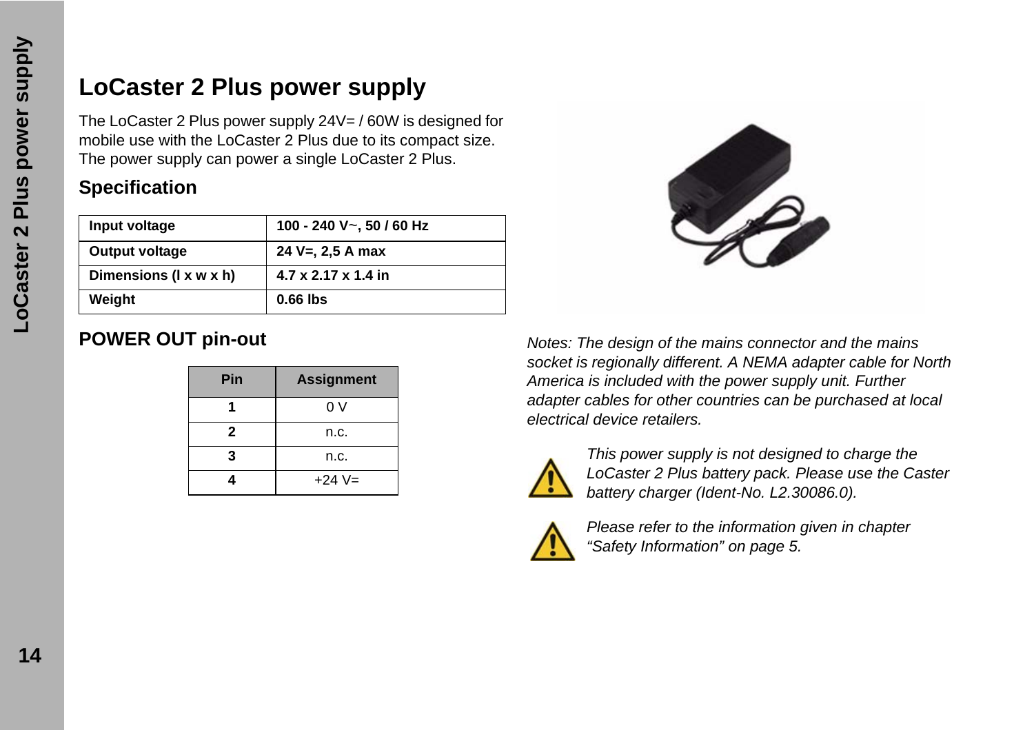# LoCaster 2 Plus power supply

The LoCaster 2 Plus power supply 24V= / 60W is designed for mobile use with the LoCaster 2 Plus due to its compact size. The power supply can power a single LoCaster 2 Plus.

## Specification

| Input voltage | 100 - 240 V~, 50 / 60 Hz |
|---|---|
| Output voltage | 24 V=, 2,5 A max |
| Dimensions (l x w x h) | 4.7 x 2.17 x 1.4 in |
| Weight | 0.66 lbs |

## POWER OUT pin-out

| Pin | Assignment |
|---|---|
| 1 | 0 V |
| 2 | n.c. |
| 3 | n.c. |
| 4 | +24 V= |

*Notes: The design of the mains connector and the mains socket is regionally different. A NEMA adapter cable for North America is included with the power supply unit. Further adapter cables for other countries can be purchased at local electrical device retailers.*

*This power supply is not designed to charge the LoCaster 2 Plus battery pack. Please use the Caster battery charger (Ident-No. L2.30086.0).*

*Please refer to the information given in chapter “Safety Information” on page 5.*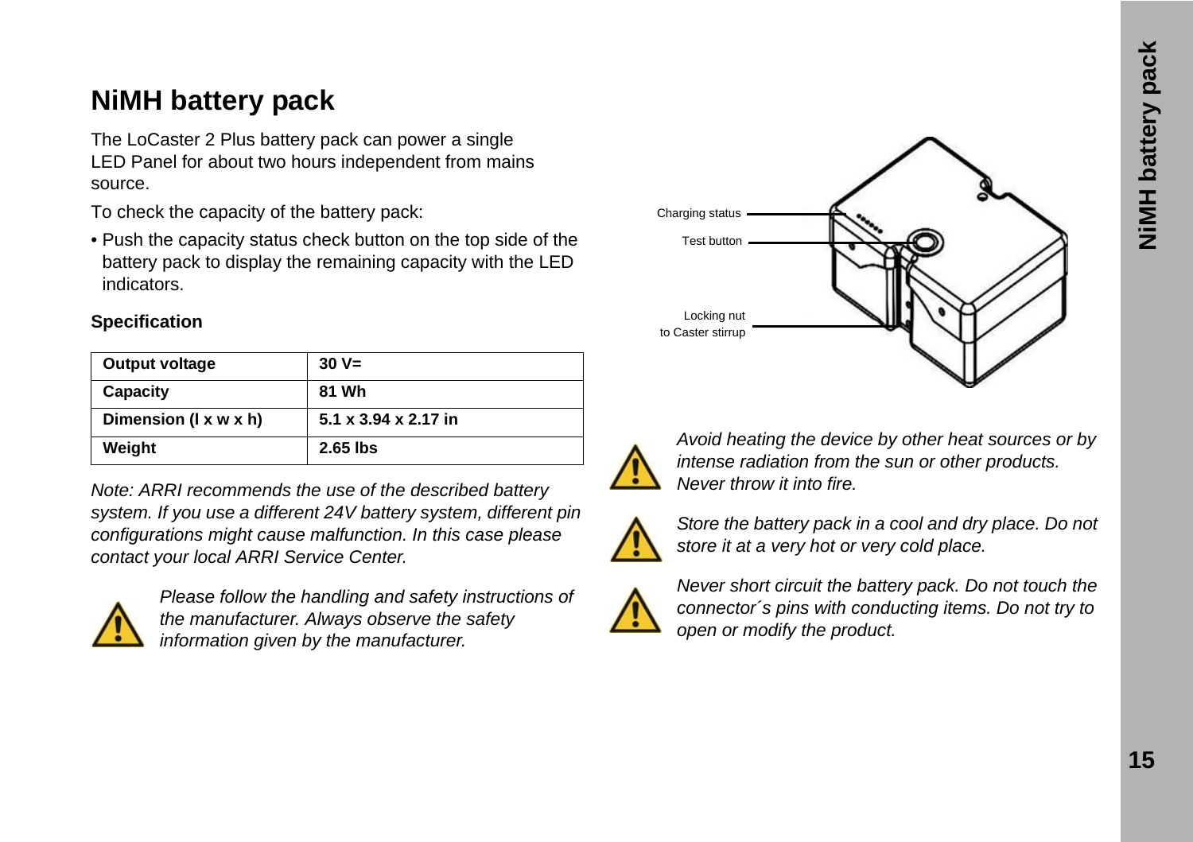# NiMH battery pack

The LoCaster 2 Plus battery pack can power a single LED Panel for about two hours independent from mains source.

To check the capacity of the battery pack:

- Push the capacity status check button on the top side of the battery pack to display the remaining capacity with the LED indicators.

### Specification

| Output voltage | 30 V= |
|---|---|
| Capacity | 81 Wh |
| Dimension (l x w x h) | 5.1 x 3.94 x 2.17 in |
| Weight | 2.65 lbs |

*Note: ARRI recommends the use of the described battery system. If you use a different 24V battery system, different pin configurations might cause malfunction. In this case please contact your local ARRI Service Center.*

*Please follow the handling and safety instructions of the manufacturer. Always observe the safety information given by the manufacturer.*

Charging status

Test button

Locking nut to Caster stirrup

*Avoid heating the device by other heat sources or by intense radiation from the sun or other products. Never throw it into fire.*

*Store the battery pack in a cool and dry place. Do not store it at a very hot or very cold place.*

*Never short circuit the battery pack. Do not touch the connector´s pins with conducting items. Do not try to open or modify the product.*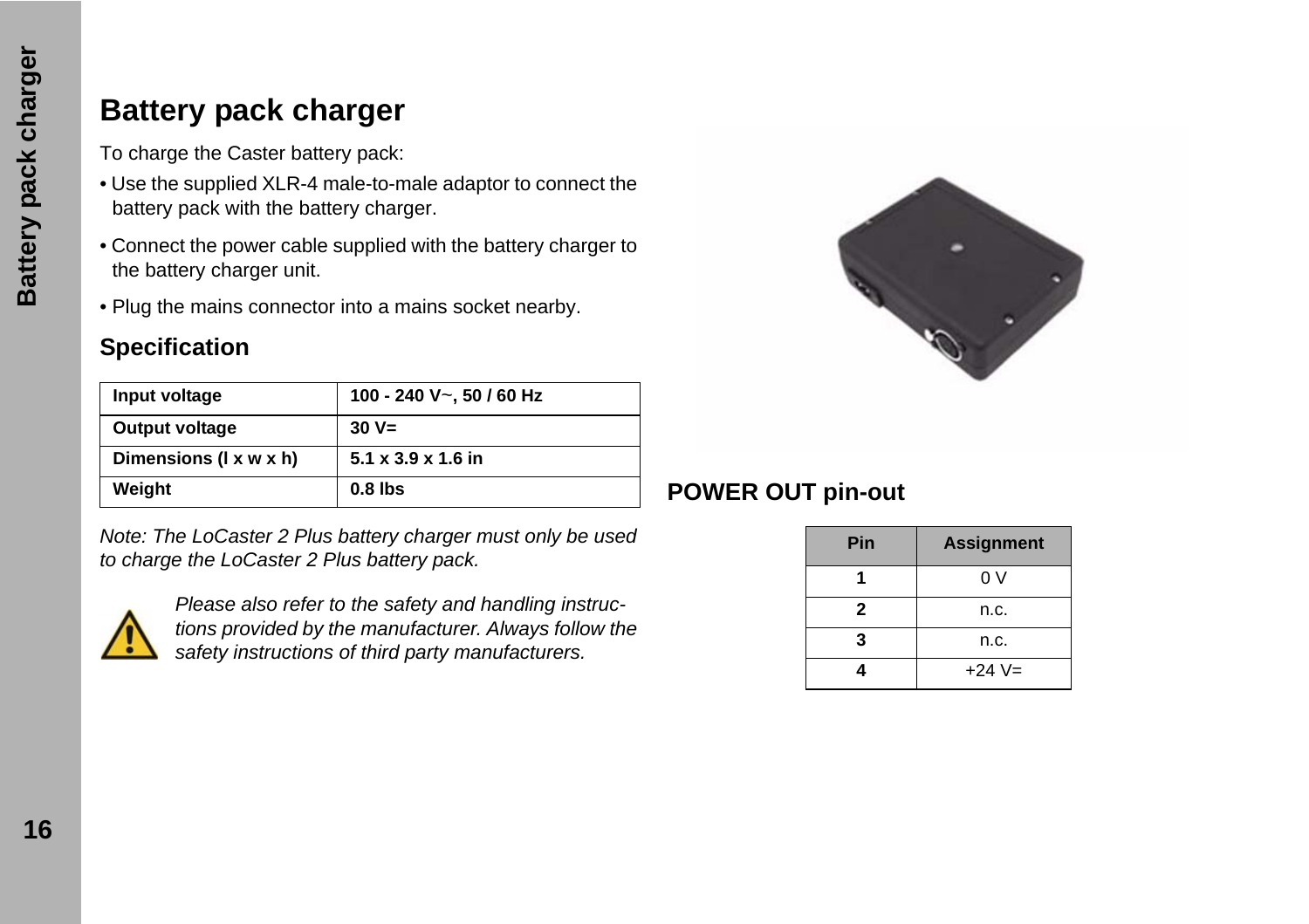# Battery pack charger

To charge the Caster battery pack:

- Use the supplied XLR-4 male-to-male adaptor to connect the battery pack with the battery charger.
- Connect the power cable supplied with the battery charger to the battery charger unit.
- Plug the mains connector into a mains socket nearby.

## Specification

| Input voltage | 100 - 240 V~, 50 / 60 Hz |
|---|---|
| Output voltage | 30 V= |
| Dimensions (l x w x h) | 5.1 x 3.9 x 1.6 in |
| Weight | 0.8 lbs |

*Note: The LoCaster 2 Plus battery charger must only be used to charge the LoCaster 2 Plus battery pack.*

*Please also refer to the safety and handling instructions provided by the manufacturer. Always follow the safety instructions of third party manufacturers.*

## POWER OUT pin-out

| Pin | Assignment |
|---|---|
| 1 | 0 V |
| 2 | n.c. |
| 3 | n.c. |
| 4 | +24 V= |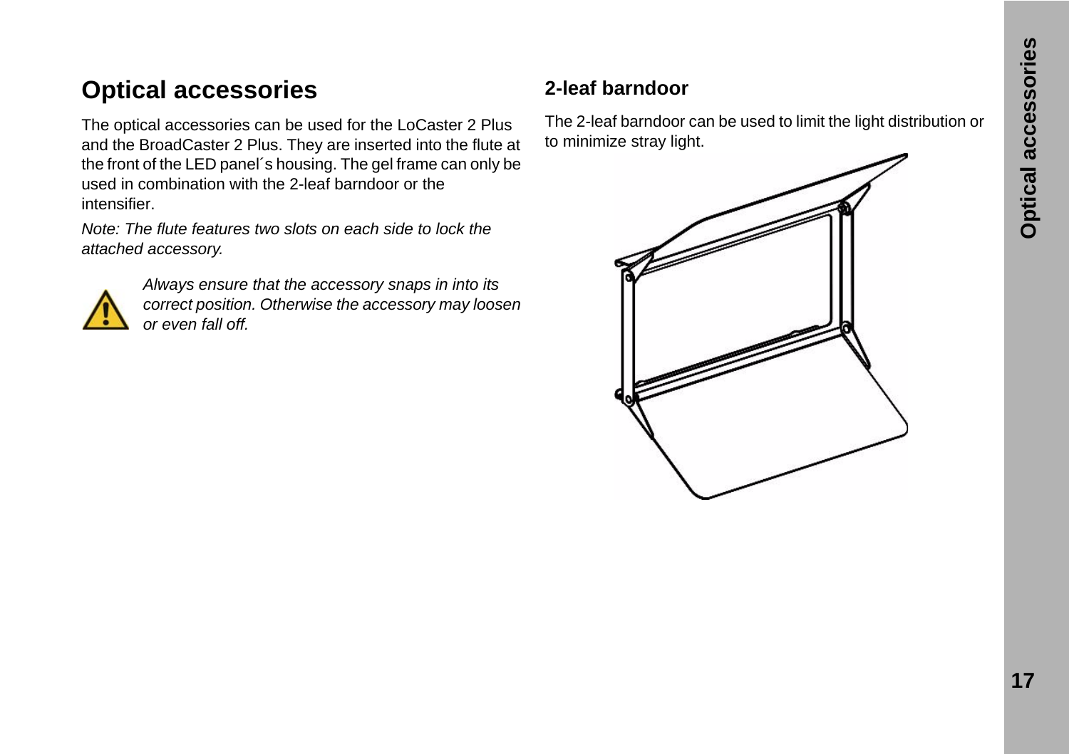# Optical accessories

The optical accessories can be used for the LoCaster 2 Plus and the BroadCaster 2 Plus. They are inserted into the flute at the front of the LED panel´s housing. The gel frame can only be used in combination with the 2-leaf barndoor or the intensifier.

*Note: The flute features two slots on each side to lock the attached accessory.*

*Always ensure that the accessory snaps in into its correct position. Otherwise the accessory may loosen or even fall off.*

## 2-leaf barndoor

The 2-leaf barndoor can be used to limit the light distribution or to minimize stray light.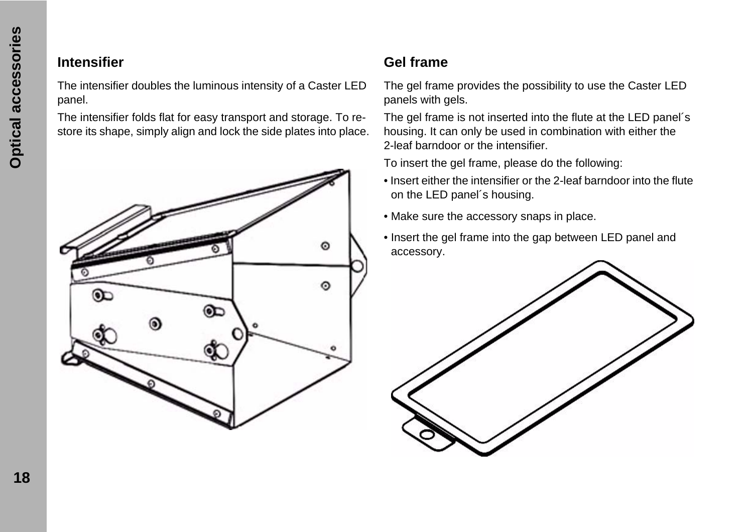## Intensifier

The intensifier doubles the luminous intensity of a Caster LED panel.

The intensifier folds flat for easy transport and storage. To restore its shape, simply align and lock the side plates into place.

## Gel frame

The gel frame provides the possibility to use the Caster LED panels with gels.

The gel frame is not inserted into the flute at the LED panel´s housing. It can only be used in combination with either the 2-leaf barndoor or the intensifier.

To insert the gel frame, please do the following:

- Insert either the intensifier or the 2-leaf barndoor into the flute on the LED panel´s housing.
- Make sure the accessory snaps in place.
- Insert the gel frame into the gap between LED panel and accessory.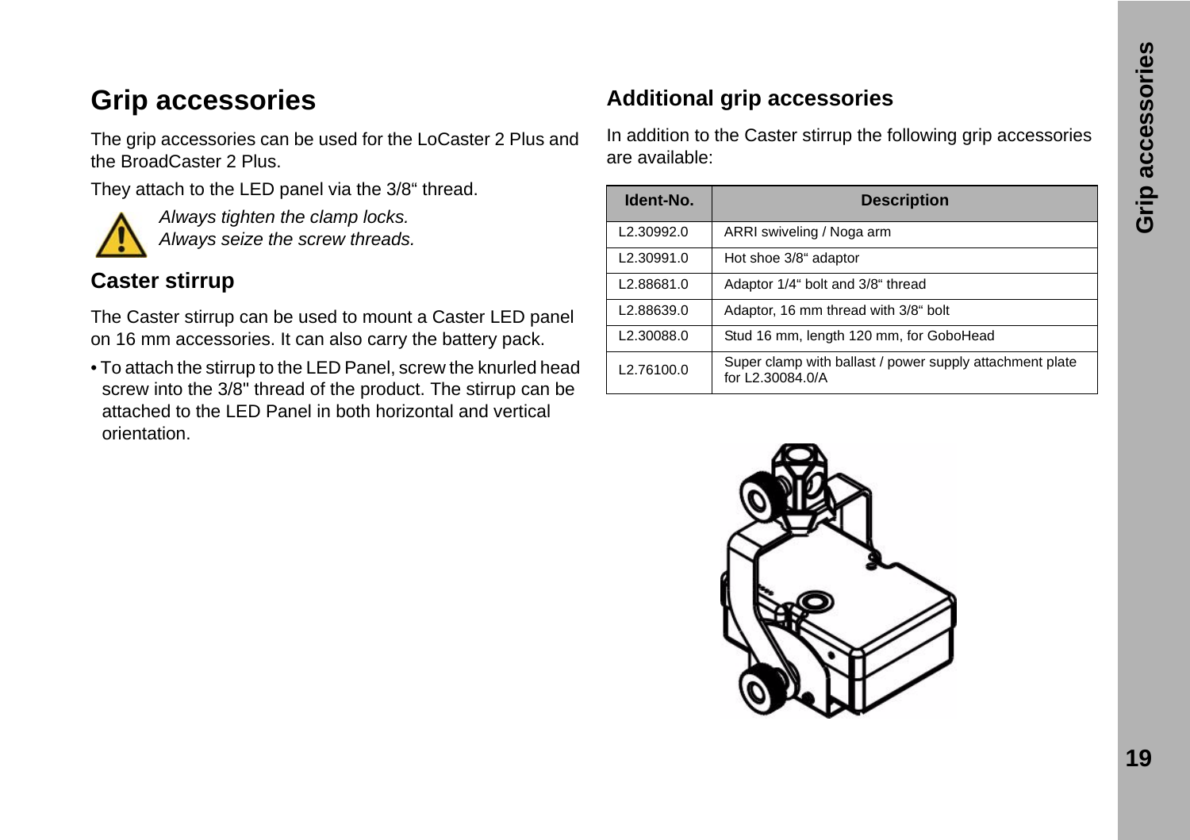# Grip accessories

The grip accessories can be used for the LoCaster 2 Plus and the BroadCaster 2 Plus.

They attach to the LED panel via the 3/8“ thread.

*Always tighten the clamp locks.*
*Always seize the screw threads.*

## Caster stirrup

The Caster stirrup can be used to mount a Caster LED panel on 16 mm accessories. It can also carry the battery pack.

- To attach the stirrup to the LED Panel, screw the knurled head screw into the 3/8" thread of the product. The stirrup can be attached to the LED Panel in both horizontal and vertical orientation.

## Additional grip accessories

In addition to the Caster stirrup the following grip accessories are available:

| Ident-No. | Description |
|---|---|
| L2.30992.0 | ARRI swiveling / Noga arm |
| L2.30991.0 | Hot shoe 3/8“ adaptor |
| L2.88681.0 | Adaptor 1/4“ bolt and 3/8“ thread |
| L2.88639.0 | Adaptor, 16 mm thread with 3/8“ bolt |
| L2.30088.0 | Stud 16 mm, length 120 mm, for GoboHead |
| L2.76100.0 | Super clamp with ballast / power supply attachment plate for L2.30084.0/A |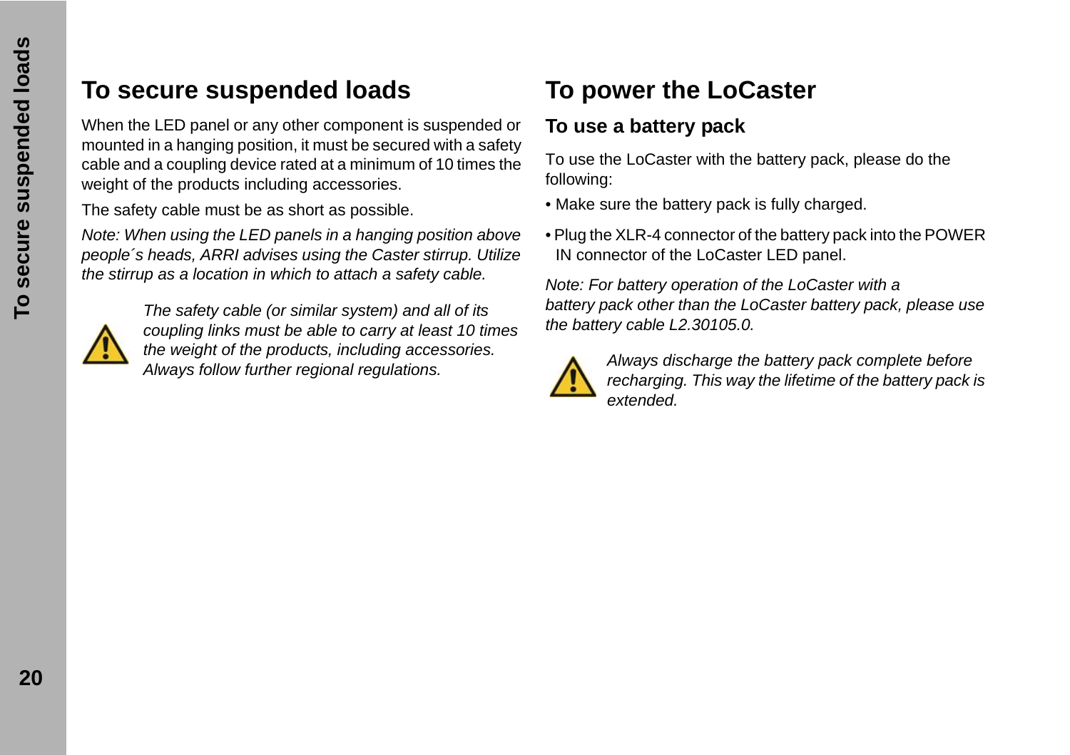# To secure suspended loads

When the LED panel or any other component is suspended or mounted in a hanging position, it must be secured with a safety cable and a coupling device rated at a minimum of 10 times the weight of the products including accessories.

The safety cable must be as short as possible.

*Note: When using the LED panels in a hanging position above people´s heads, ARRI advises using the Caster stirrup. Utilize the stirrup as a location in which to attach a safety cable.*

*The safety cable (or similar system) and all of its coupling links must be able to carry at least 10 times the weight of the products, including accessories. Always follow further regional regulations.*

# To power the LoCaster

## To use a battery pack

To use the LoCaster with the battery pack, please do the following:

- Make sure the battery pack is fully charged.
- Plug the XLR-4 connector of the battery pack into the POWER IN connector of the LoCaster LED panel.

*Note: For battery operation of the LoCaster with a battery pack other than the LoCaster battery pack, please use the battery cable L2.30105.0.*

*Always discharge the battery pack complete before recharging. This way the lifetime of the battery pack is extended.*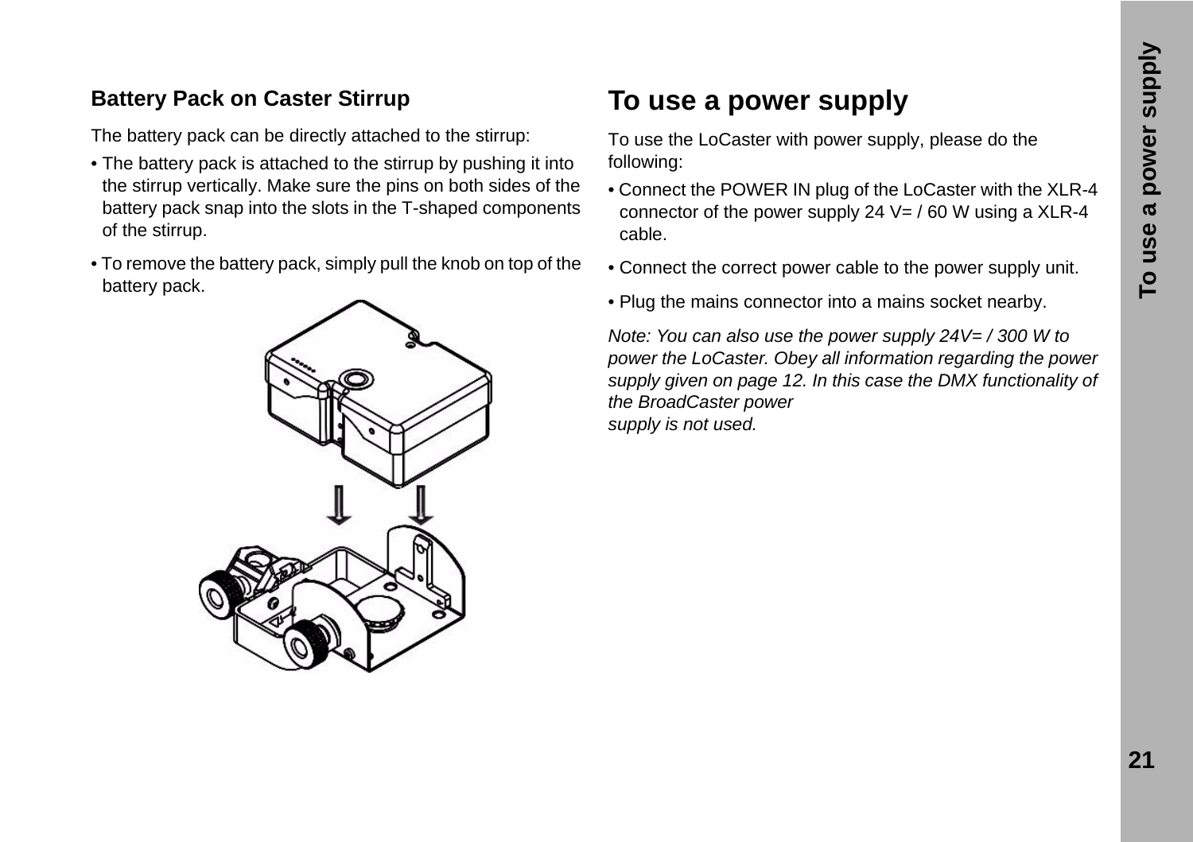### Battery Pack on Caster Stirrup

The battery pack can be directly attached to the stirrup:

- The battery pack is attached to the stirrup by pushing it into the stirrup vertically. Make sure the pins on both sides of the battery pack snap into the slots in the T-shaped components of the stirrup.
- To remove the battery pack, simply pull the knob on top of the battery pack.

## To use a power supply

To use the LoCaster with power supply, please do the following:

- Connect the POWER IN plug of the LoCaster with the XLR-4 connector of the power supply 24 V= / 60 W using a XLR-4 cable.
- Connect the correct power cable to the power supply unit.
- Plug the mains connector into a mains socket nearby.

*Note: You can also use the power supply 24V= / 300 W to power the LoCaster. Obey all information regarding the power supply given on page 12. In this case the DMX functionality of the BroadCaster power supply is not used.*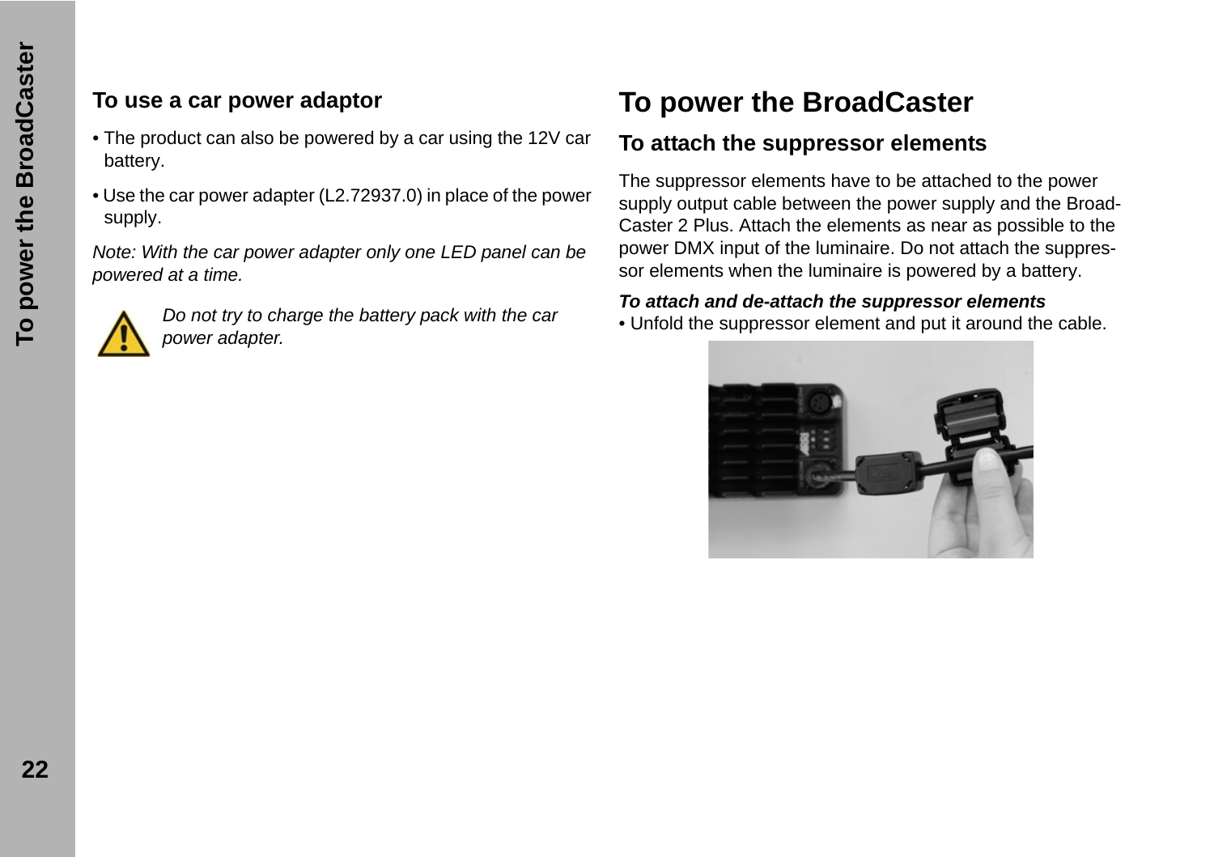### To use a car power adaptor

- The product can also be powered by a car using the 12V car battery.
- Use the car power adapter (L2.72937.0) in place of the power supply.

*Note: With the car power adapter only one LED panel can be powered at a time.*

*Do not try to charge the battery pack with the car power adapter.*

# To power the BroadCaster

## To attach the suppressor elements

The suppressor elements have to be attached to the power supply output cable between the power supply and the Broad-Caster 2 Plus. Attach the elements as near as possible to the power DMX input of the luminaire. Do not attach the suppres-sor elements when the luminaire is powered by a battery.

***To attach and de-attach the suppressor elements***

- Unfold the suppressor element and put it around the cable.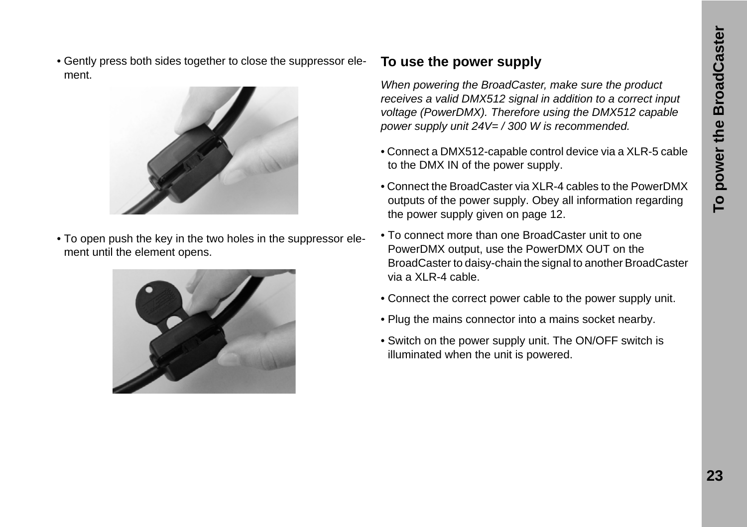- Gently press both sides together to close the suppressor element.

- To open push the key in the two holes in the suppressor element until the element opens.

## To use the power supply

*When powering the BroadCaster, make sure the product receives a valid DMX512 signal in addition to a correct input voltage (PowerDMX). Therefore using the DMX512 capable power supply unit 24V= / 300 W is recommended.*

- Connect a DMX512-capable control device via a XLR-5 cable to the DMX IN of the power supply.
- Connect the BroadCaster via XLR-4 cables to the PowerDMX outputs of the power supply. Obey all information regarding the power supply given on page 12.
- To connect more than one BroadCaster unit to one PowerDMX output, use the PowerDMX OUT on the BroadCaster to daisy-chain the signal to another BroadCaster via a XLR-4 cable.
- Connect the correct power cable to the power supply unit.
- Plug the mains connector into a mains socket nearby.
- Switch on the power supply unit. The ON/OFF switch is illuminated when the unit is powered.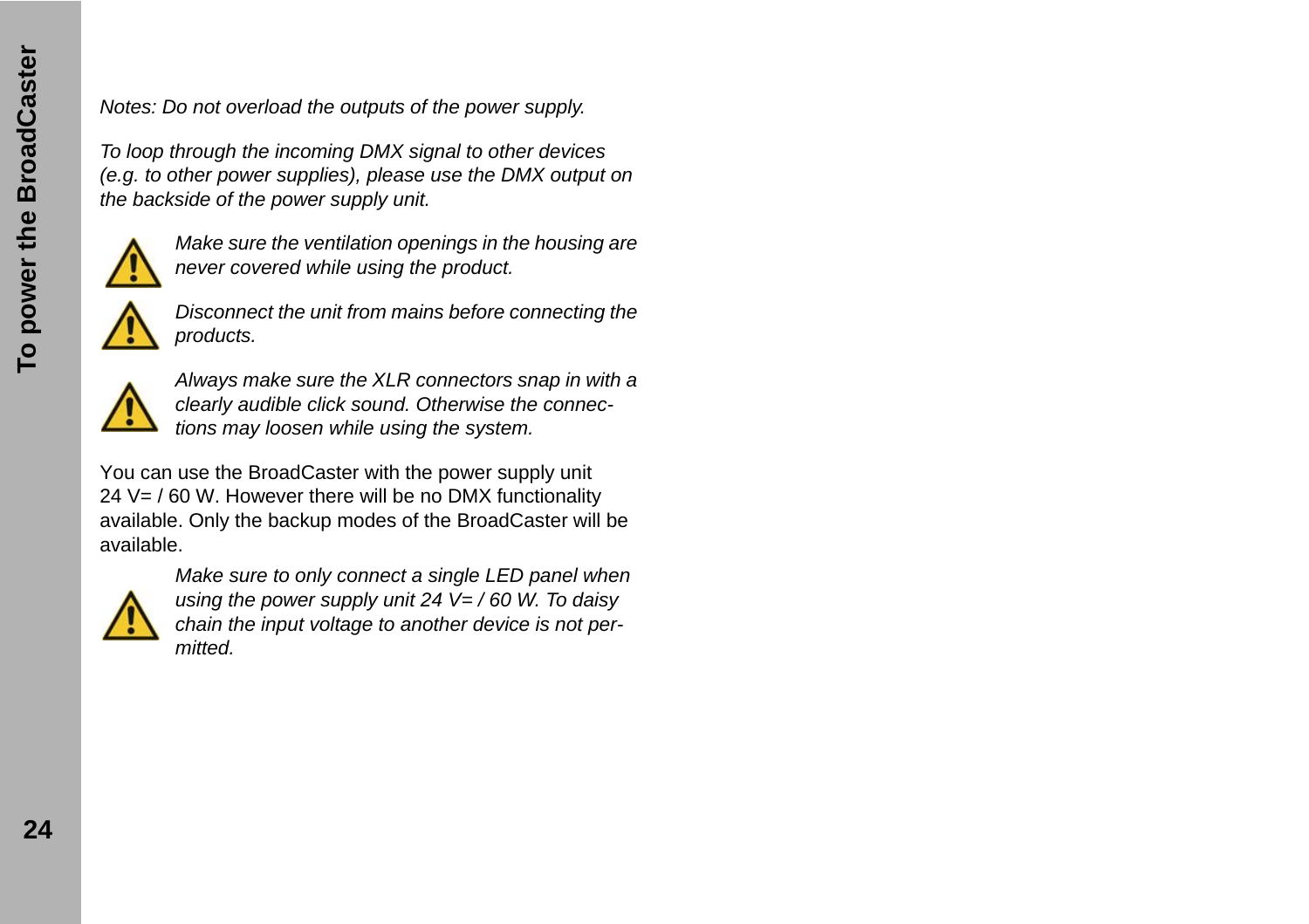*Notes: Do not overload the outputs of the power supply.*

*To loop through the incoming DMX signal to other devices (e.g. to other power supplies), please use the DMX output on the backside of the power supply unit.*

*Make sure the ventilation openings in the housing are never covered while using the product.*

*Disconnect the unit from mains before connecting the products.*

*Always make sure the XLR connectors snap in with a clearly audible click sound. Otherwise the connections may loosen while using the system.*

You can use the BroadCaster with the power supply unit 24 V= / 60 W. However there will be no DMX functionality available. Only the backup modes of the BroadCaster will be available.

*Make sure to only connect a single LED panel when using the power supply unit 24 V= / 60 W. To daisy chain the input voltage to another device is not permitted.*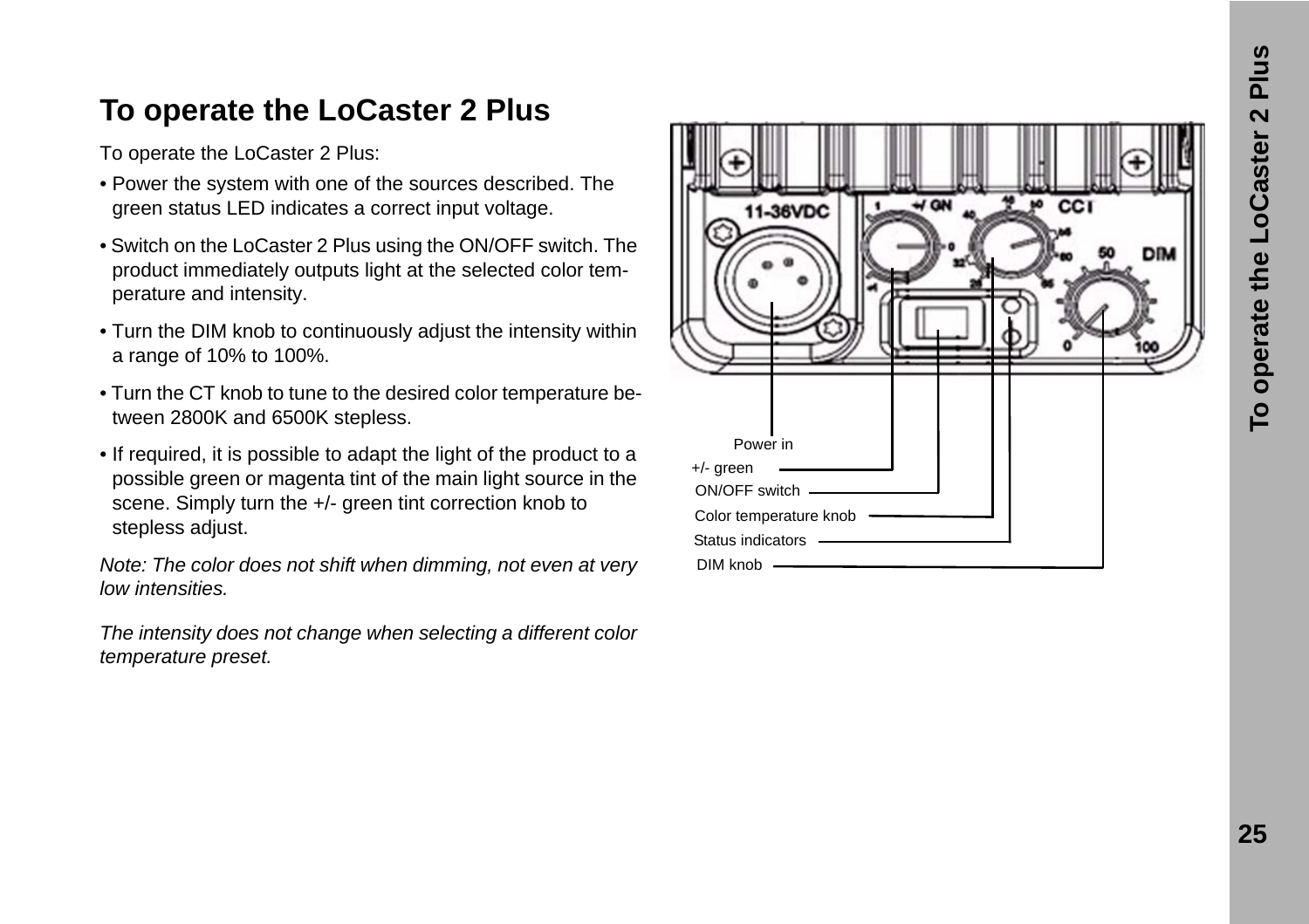# To operate the LoCaster 2 Plus

To operate the LoCaster 2 Plus:

- Power the system with one of the sources described. The green status LED indicates a correct input voltage.
- Switch on the LoCaster 2 Plus using the ON/OFF switch. The product immediately outputs light at the selected color temperature and intensity.
- Turn the DIM knob to continuously adjust the intensity within a range of 10% to 100%.
- Turn the CT knob to tune to the desired color temperature between 2800K and 6500K stepless.
- If required, it is possible to adapt the light of the product to a possible green or magenta tint of the main light source in the scene. Simply turn the +/- green tint correction knob to stepless adjust.

*Note: The color does not shift when dimming, not even at very low intensities.*

*The intensity does not change when selecting a different color temperature preset.*

Power in

+/- green

ON/OFF switch

Color temperature knob

Status indicators

DIM knob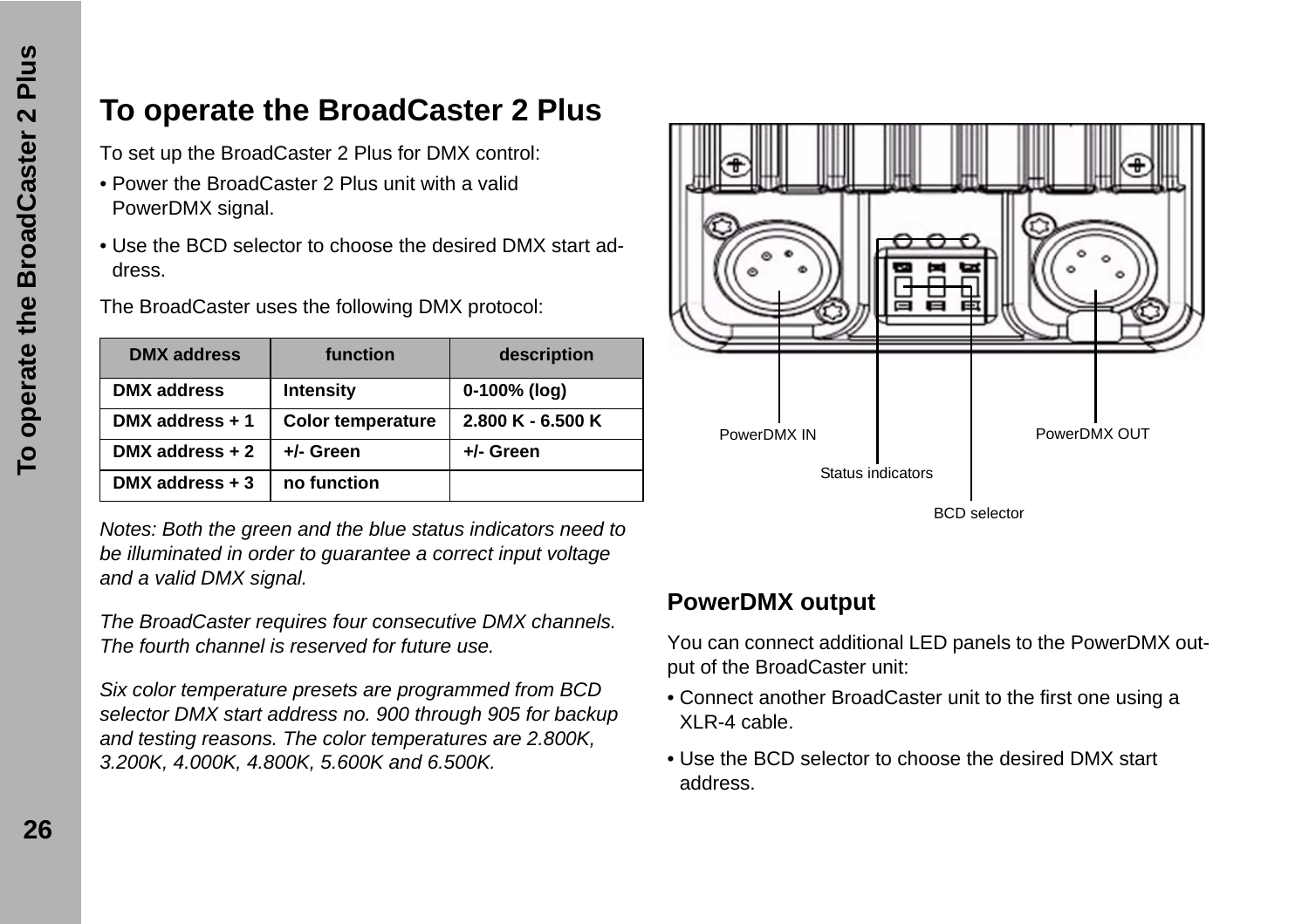# To operate the BroadCaster 2 Plus

To set up the BroadCaster 2 Plus for DMX control:

- Power the BroadCaster 2 Plus unit with a valid PowerDMX signal.
- Use the BCD selector to choose the desired DMX start address.

The BroadCaster uses the following DMX protocol:

| DMX address | function | description |
|---|---|---|
| DMX address | Intensity | 0-100% (log) |
| DMX address + 1 | Color temperature | 2.800 K - 6.500 K |
| DMX address + 2 | +/- Green | +/- Green |
| DMX address + 3 | no function | |

*Notes: Both the green and the blue status indicators need to be illuminated in order to guarantee a correct input voltage and a valid DMX signal.*

*The BroadCaster requires four consecutive DMX channels. The fourth channel is reserved for future use.*

*Six color temperature presets are programmed from BCD selector DMX start address no. 900 through 905 for backup and testing reasons. The color temperatures are 2.800K, 3.200K, 4.000K, 4.800K, 5.600K and 6.500K.*

PowerDMX IN

PowerDMX OUT

Status indicators

BCD selector

## PowerDMX output

You can connect additional LED panels to the PowerDMX output of the BroadCaster unit:

- Connect another BroadCaster unit to the first one using a XLR-4 cable.
- Use the BCD selector to choose the desired DMX start address.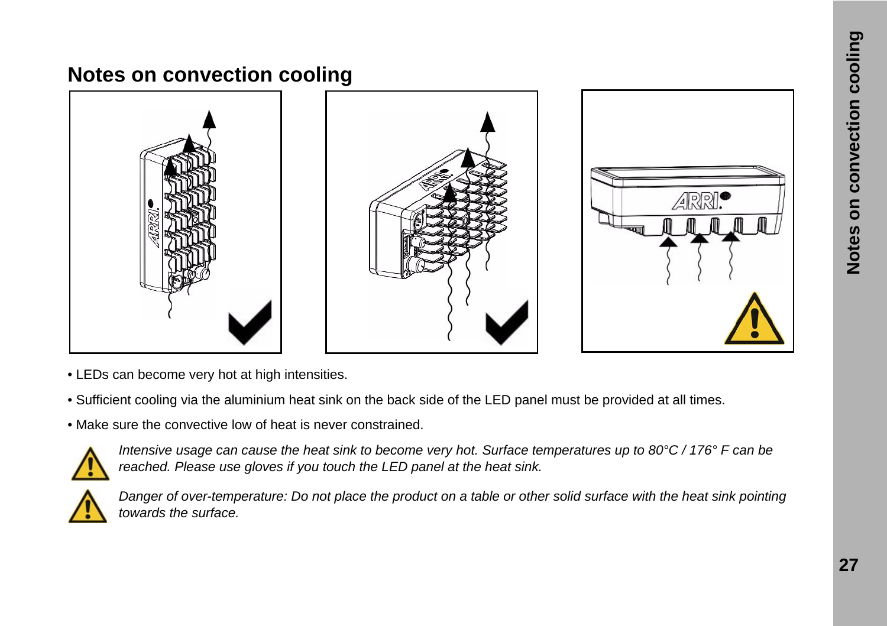## Notes on convection cooling

- LEDs can become very hot at high intensities.
- Sufficient cooling via the aluminium heat sink on the back side of the LED panel must be provided at all times.
- Make sure the convective low of heat is never constrained.

*Intensive usage can cause the heat sink to become very hot. Surface temperatures up to 80°C / 176° F can be reached. Please use gloves if you touch the LED panel at the heat sink.*

*Danger of over-temperature: Do not place the product on a table or other solid surface with the heat sink pointing towards the surface.*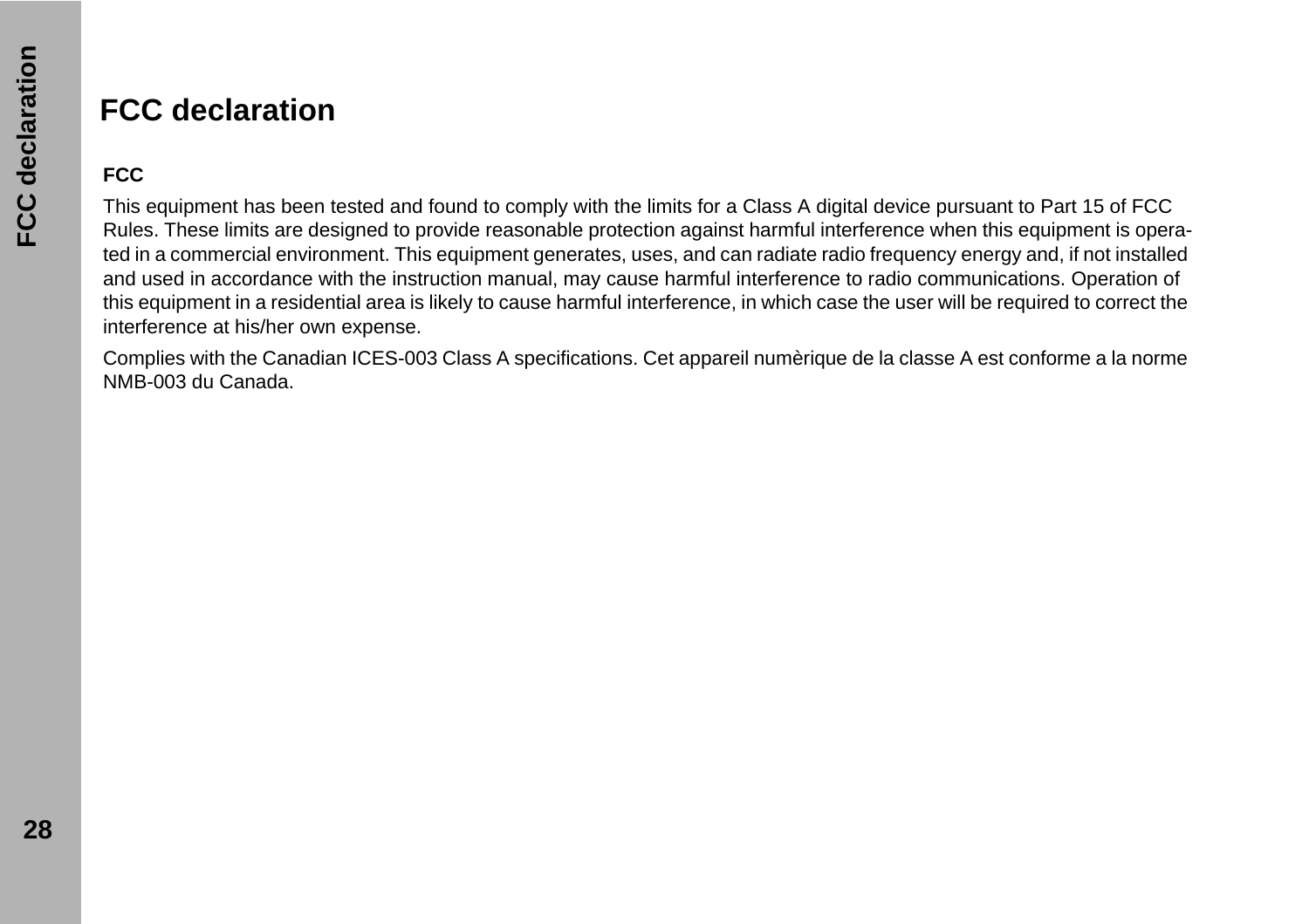# FCC declaration

**FCC**

This equipment has been tested and found to comply with the limits for a Class A digital device pursuant to Part 15 of FCC Rules. These limits are designed to provide reasonable protection against harmful interference when this equipment is operated in a commercial environment. This equipment generates, uses, and can radiate radio frequency energy and, if not installed and used in accordance with the instruction manual, may cause harmful interference to radio communications. Operation of this equipment in a residential area is likely to cause harmful interference, in which case the user will be required to correct the interference at his/her own expense.

Complies with the Canadian ICES-003 Class A specifications. Cet appareil numèrique de la classe A est conforme a la norme NMB-003 du Canada.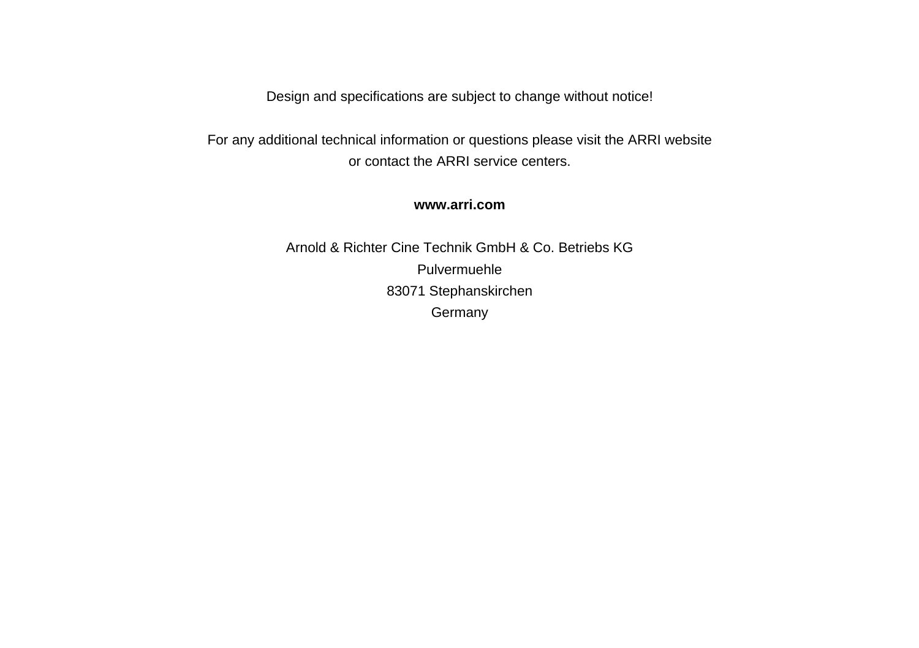Design and specifications are subject to change without notice!

For any additional technical information or questions please visit the ARRI website
or contact the ARRI service centers.

**www.arri.com**

Arnold & Richter Cine Technik GmbH & Co. Betriebs KG
Pulvermuehle
83071 Stephanskirchen
Germany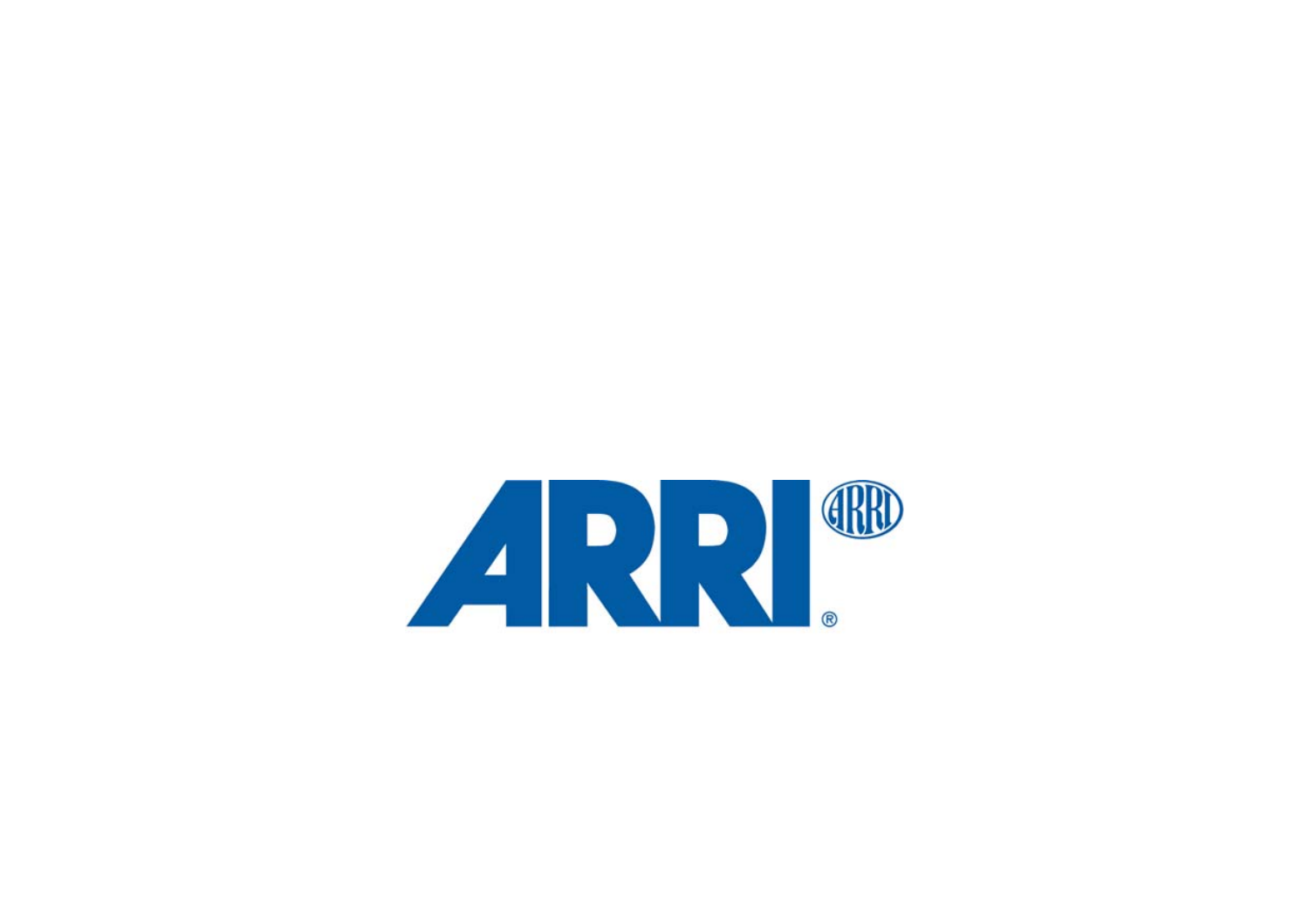ARRI